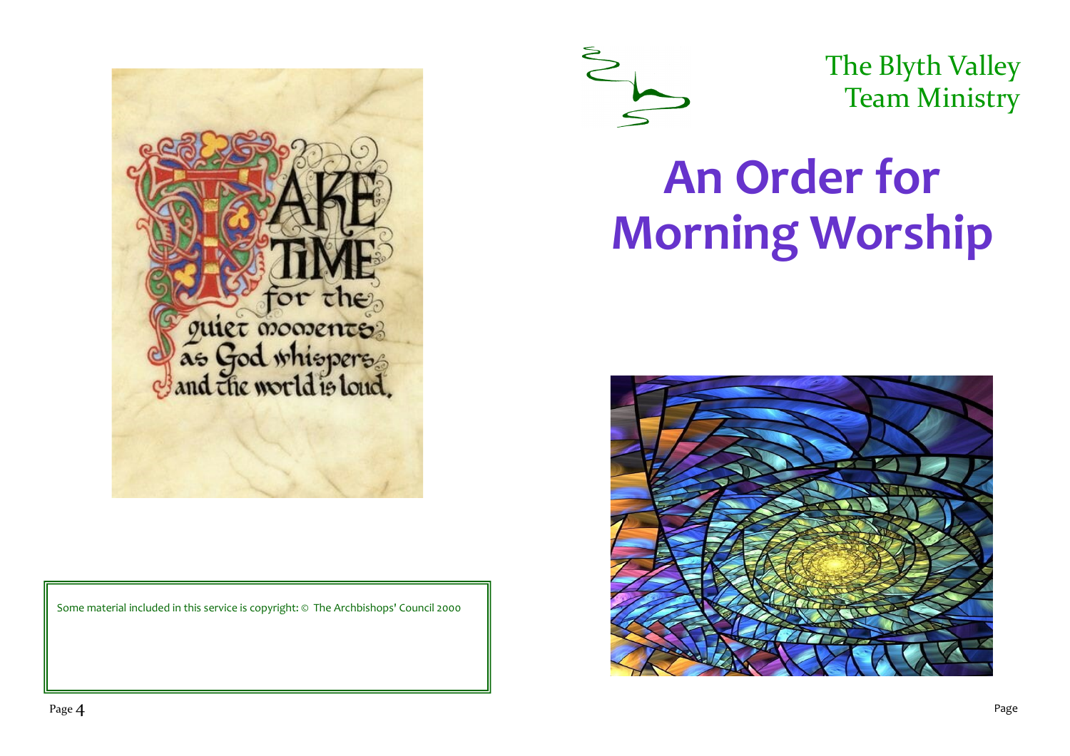Some material included in this service is copyright: © The Archbishops' Council 2000

The Blyth Valley Team Ministry

# An Order for Morning Worship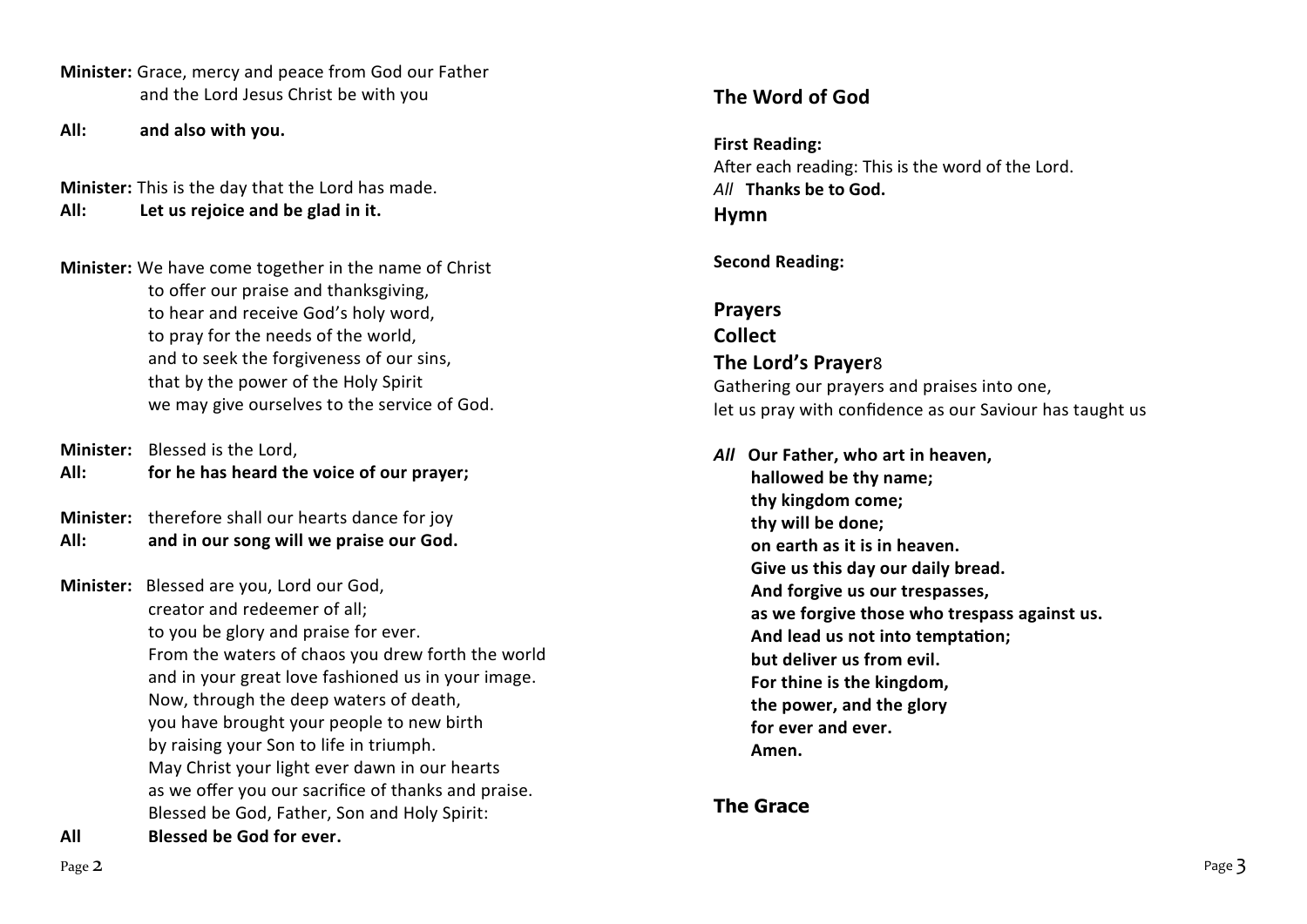**Minister:** Grace, mercy and peace from God our Father
and the Lord Jesus Christ be with you

**All:** **and also with you.**

**Minister:** This is the day that the Lord has made.
**All:** **Let us rejoice and be glad in it.**

**Minister:** We have come together in the name of Christ
to offer our praise and thanksgiving,
to hear and receive God's holy word,
to pray for the needs of the world,
and to seek the forgiveness of our sins,
that by the power of the Holy Spirit
we may give ourselves to the service of God.

**Minister:** Blessed is the Lord,
**All:** **for he has heard the voice of our prayer;**

**Minister:** therefore shall our hearts dance for joy
**All:** **and in our song will we praise our God.**

**Minister:** Blessed are you, Lord our God,
creator and redeemer of all;
to you be glory and praise for ever.
From the waters of chaos you drew forth the world
and in your great love fashioned us in your image.
Now, through the deep waters of death,
you have brought your people to new birth
by raising your Son to life in triumph.
May Christ your light ever dawn in our hearts
as we offer you our sacrifice of thanks and praise.
Blessed be God, Father, Son and Holy Spirit:
**All** **Blessed be God for ever.**

## The Word of God

**First Reading:**
After each reading: This is the word of the Lord.
*All* **Thanks be to God.**

### Hymn

**Second Reading:**

### Prayers

### Collect

### The Lord's Prayer8

Gathering our prayers and praises into one,
let us pray with confidence as our Saviour has taught us

***All*** **Our Father, who art in heaven,**
**hallowed be thy name;**
**thy kingdom come;**
**thy will be done;**
**on earth as it is in heaven.**
**Give us this day our daily bread.**
**And forgive us our trespasses,**
**as we forgive those who trespass against us.**
**And lead us not into temptation;**
**but deliver us from evil.**
**For thine is the kingdom,**
**the power, and the glory**
**for ever and ever.**
**Amen.**

## The Grace